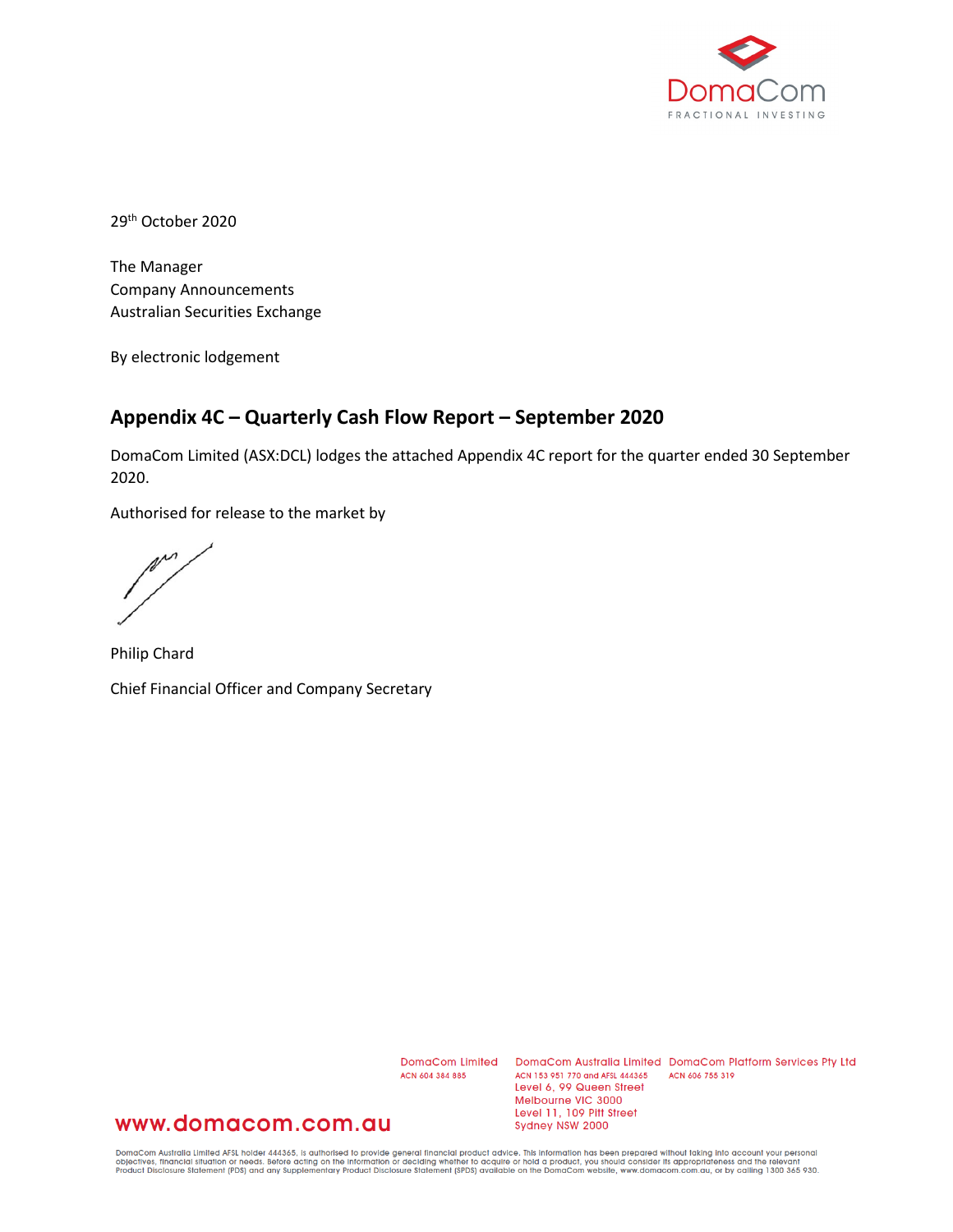DomaCom
FRACTIONAL INVESTING

29th October 2020

The Manager
Company Announcements
Australian Securities Exchange

By electronic lodgement

## Appendix 4C – Quarterly Cash Flow Report – September 2020

DomaCom Limited (ASX:DCL) lodges the attached Appendix 4C report for the quarter ended 30 September 2020.

Authorised for release to the market by

Philip Chard

Chief Financial Officer and Company Secretary

DomaCom Limited
ACN 604 384 885

DomaCom Australia Limited
ACN 153 951 770 and AFSL 444365
Level 6, 99 Queen Street
Melbourne VIC 3000
Level 11, 109 Pitt Street
Sydney NSW 2000

DomaCom Platform Services Pty Ltd
ACN 606 755 319

www.domacom.com.au

DomaCom Australia Limited AFSL holder 444365, is authorised to provide general financial product advice. This information has been prepared without taking into account your personal objectives, financial situation or needs. Before acting on the information or deciding whether to acquire or hold a product, you should consider its appropriateness and the relevant Product Disclosure Statement (PDS) and any Supplementary Product Disclosure Statement (SPDS) available on the DomaCom website, www.domacom.com.au, or by calling 1300 365 930.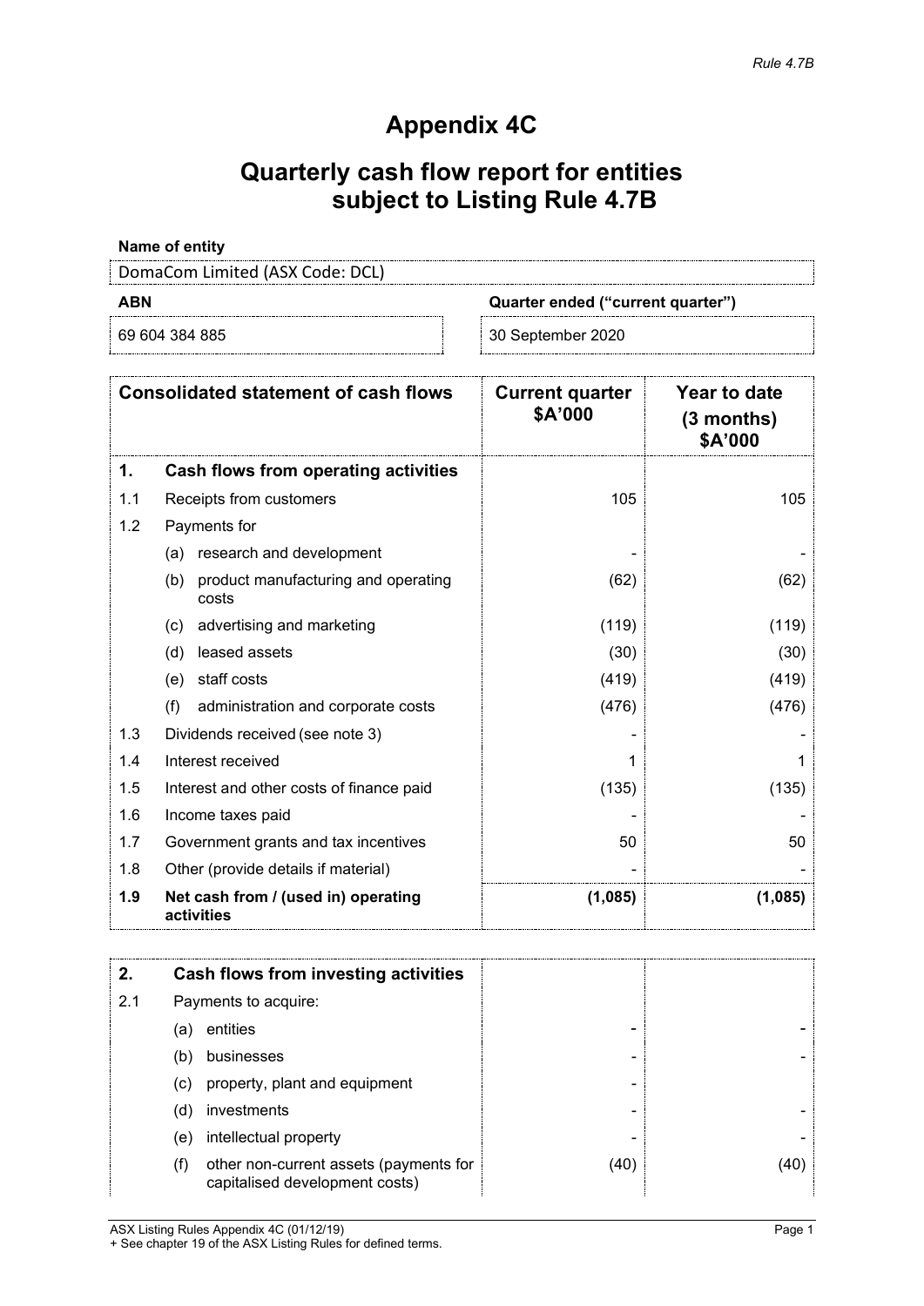*Rule 4.7B*

# Appendix 4C

# Quarterly cash flow report for entities subject to Listing Rule 4.7B

**Name of entity**

DomaCom Limited (ASX Code: DCL)

| **ABN** | **Quarter ended ("current quarter")** |
|---|---|
| 69 604 384 885 | 30 September 2020 |

| | **Consolidated statement of cash flows** | **Current quarter $A'000** | **Year to date (3 months) $A'000** |
|---|---|---|---|
| **1.** | **Cash flows from operating activities** | | |
| 1.1 | Receipts from customers | 105 | 105 |
| 1.2 | Payments for | | |
| | (a) research and development | - | - |
| | (b) product manufacturing and operating costs | (62) | (62) |
| | (c) advertising and marketing | (119) | (119) |
| | (d) leased assets | (30) | (30) |
| | (e) staff costs | (419) | (419) |
| | (f) administration and corporate costs | (476) | (476) |
| 1.3 | Dividends received (see note 3) | - | - |
| 1.4 | Interest received | 1 | 1 |
| 1.5 | Interest and other costs of finance paid | (135) | (135) |
| 1.6 | Income taxes paid | - | - |
| 1.7 | Government grants and tax incentives | 50 | 50 |
| 1.8 | Other (provide details if material) | - | - |
| **1.9** | **Net cash from / (used in) operating activities** | **(1,085)** | **(1,085)** |

| | | | |
|---|---|---|---|
| **2.** | **Cash flows from investing activities** | | |
| 2.1 | Payments to acquire: | | |
| | (a) entities | - | - |
| | (b) businesses | - | - |
| | (c) property, plant and equipment | - | |
| | (d) investments | - | - |
| | (e) intellectual property | - | - |
| | (f) other non-current assets (payments for capitalised development costs) | (40) | (40) |

ASX Listing Rules Appendix 4C (01/12/19)
+ See chapter 19 of the ASX Listing Rules for defined terms.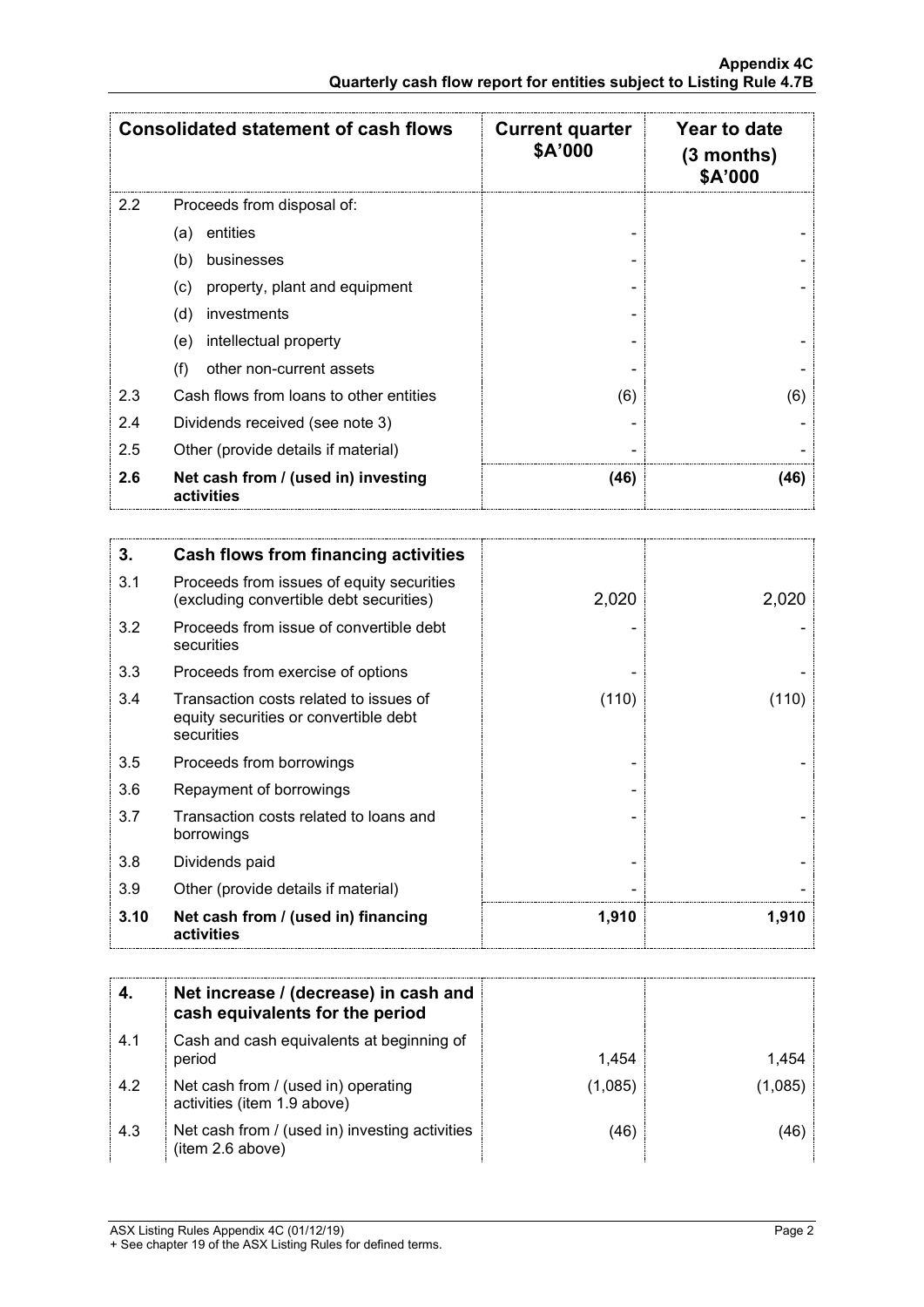| Consolidated statement of cash flows | | Current quarter $A'000 | Year to date (3 months) $A'000 |
|---|---|---|---|
| 2.2 | Proceeds from disposal of: | | |
| | (a) entities | - | - |
| | (b) businesses | - | - |
| | (c) property, plant and equipment | - | - |
| | (d) investments | - | |
| | (e) intellectual property | - | - |
| | (f) other non-current assets | - | - |
| 2.3 | Cash flows from loans to other entities | (6) | (6) |
| 2.4 | Dividends received (see note 3) | - | - |
| 2.5 | Other (provide details if material) | - | - |
| **2.6** | **Net cash from / (used in) investing activities** | **(46)** | **(46)** |

| **3.** | **Cash flows from financing activities** | | |
|---|---|---|---|
| 3.1 | Proceeds from issues of equity securities (excluding convertible debt securities) | 2,020 | 2,020 |
| 3.2 | Proceeds from issue of convertible debt securities | - | - |
| 3.3 | Proceeds from exercise of options | - | - |
| 3.4 | Transaction costs related to issues of equity securities or convertible debt securities | (110) | (110) |
| 3.5 | Proceeds from borrowings | - | - |
| 3.6 | Repayment of borrowings | - | |
| 3.7 | Transaction costs related to loans and borrowings | - | - |
| 3.8 | Dividends paid | - | - |
| 3.9 | Other (provide details if material) | - | - |
| **3.10** | **Net cash from / (used in) financing activities** | **1,910** | **1,910** |

| **4.** | **Net increase / (decrease) in cash and cash equivalents for the period** | | |
|---|---|---|---|
| 4.1 | Cash and cash equivalents at beginning of period | 1,454 | 1,454 |
| 4.2 | Net cash from / (used in) operating activities (item 1.9 above) | (1,085) | (1,085) |
| 4.3 | Net cash from / (used in) investing activities (item 2.6 above) | (46) | (46) |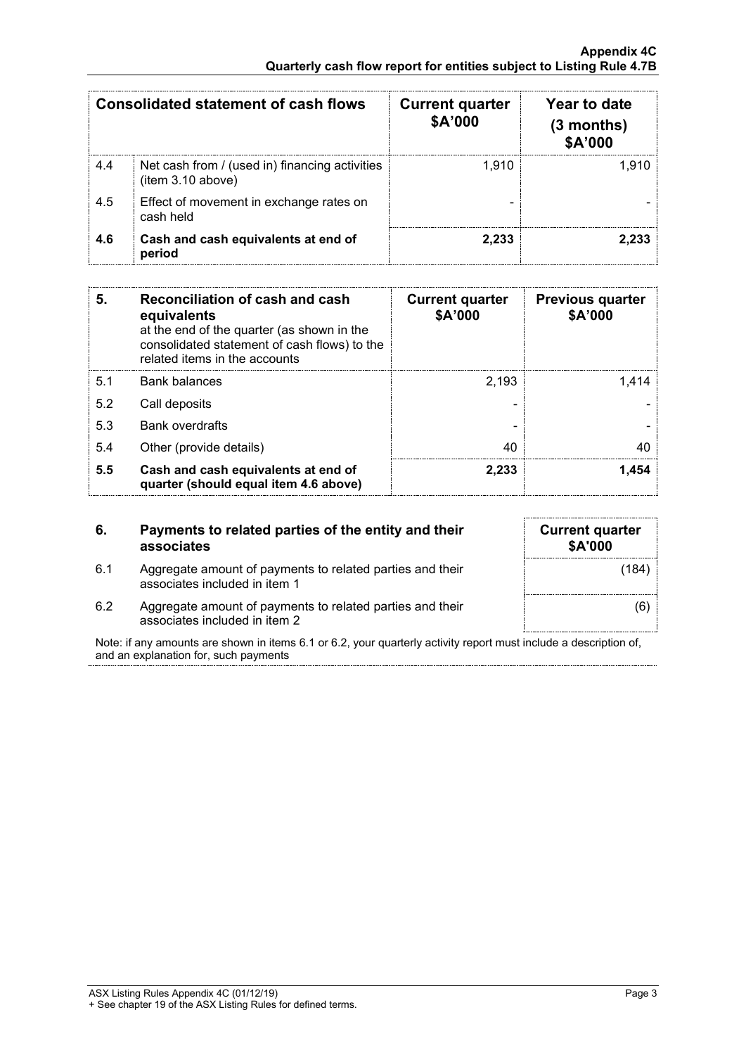| Consolidated statement of cash flows | | Current quarter $A'000 | Year to date (3 months) $A'000 |
|---|---|---|---|
| 4.4 | Net cash from / (used in) financing activities (item 3.10 above) | 1,910 | 1,910 |
| 4.5 | Effect of movement in exchange rates on cash held | - | - |
| **4.6** | **Cash and cash equivalents at end of period** | **2,233** | **2,233** |

| **5.** | **Reconciliation of cash and cash equivalents** at the end of the quarter (as shown in the consolidated statement of cash flows) to the related items in the accounts | **Current quarter $A'000** | **Previous quarter $A'000** |
|---|---|---|---|
| 5.1 | Bank balances | 2,193 | 1,414 |
| 5.2 | Call deposits | - | - |
| 5.3 | Bank overdrafts | - | - |
| 5.4 | Other (provide details) | 40 | 40 |
| **5.5** | **Cash and cash equivalents at end of quarter (should equal item 4.6 above)** | **2,233** | **1,454** |

| **6.** | **Payments to related parties of the entity and their associates** | **Current quarter $A'000** |
|---|---|---|
| 6.1 | Aggregate amount of payments to related parties and their associates included in item 1 | (184) |
| 6.2 | Aggregate amount of payments to related parties and their associates included in item 2 | (6) |

Note: if any amounts are shown in items 6.1 or 6.2, your quarterly activity report must include a description of, and an explanation for, such payments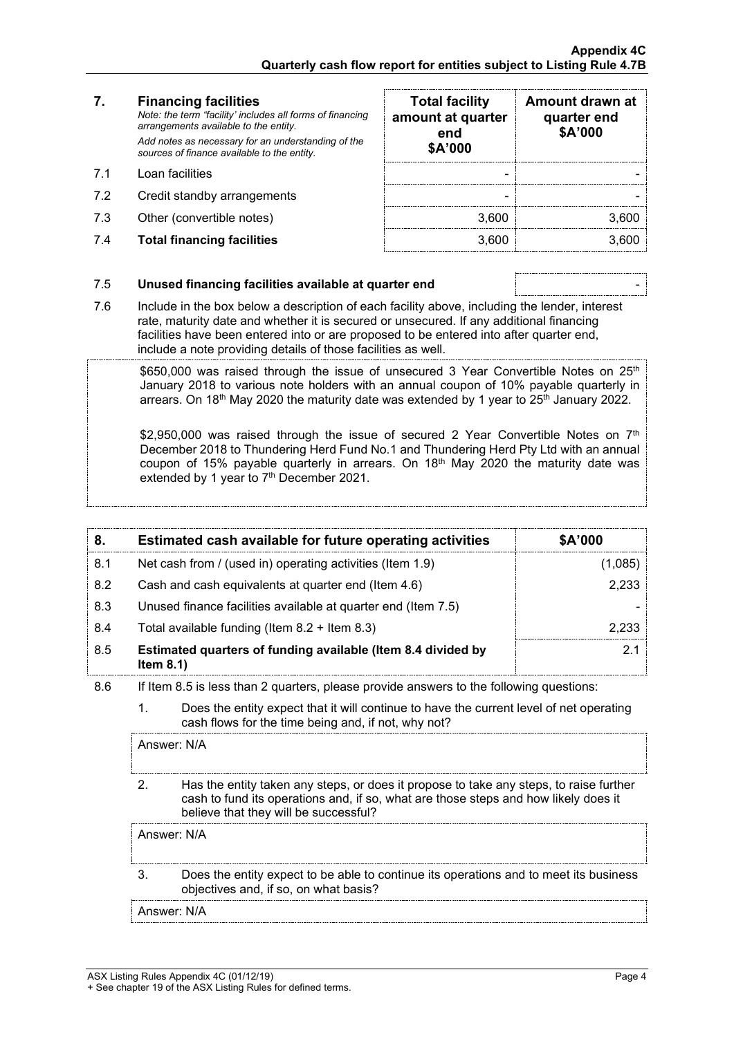| 7. | **Financing facilities** *Note: the term "facility' includes all forms of financing arrangements available to the entity.* *Add notes as necessary for an understanding of the sources of finance available to the entity.* | **Total facility amount at quarter end $A'000** | **Amount drawn at quarter end $A'000** |
|---|---|---|---|
| 7.1 | Loan facilities | - | - |
| 7.2 | Credit standby arrangements | - | - |
| 7.3 | Other (convertible notes) | 3,600 | 3,600 |
| 7.4 | **Total financing facilities** | 3,600 | 3,600 |

| | | |
|---|---|---|
| 7.5 | **Unused financing facilities available at quarter end** | - |

7.6 Include in the box below a description of each facility above, including the lender, interest rate, maturity date and whether it is secured or unsecured. If any additional financing facilities have been entered into or are proposed to be entered into after quarter end, include a note providing details of those facilities as well.

$650,000 was raised through the issue of unsecured 3 Year Convertible Notes on 25th January 2018 to various note holders with an annual coupon of 10% payable quarterly in arrears. On 18th May 2020 the maturity date was extended by 1 year to 25th January 2022.

$2,950,000 was raised through the issue of secured 2 Year Convertible Notes on 7th December 2018 to Thundering Herd Fund No.1 and Thundering Herd Pty Ltd with an annual coupon of 15% payable quarterly in arrears. On 18th May 2020 the maturity date was extended by 1 year to 7th December 2021.

| 8. | **Estimated cash available for future operating activities** | **$A'000** |
|---|---|---|
| 8.1 | Net cash from / (used in) operating activities (Item 1.9) | (1,085) |
| 8.2 | Cash and cash equivalents at quarter end (Item 4.6) | 2,233 |
| 8.3 | Unused finance facilities available at quarter end (Item 7.5) | - |
| 8.4 | Total available funding (Item 8.2 + Item 8.3) | 2,233 |
| 8.5 | **Estimated quarters of funding available (Item 8.4 divided by Item 8.1)** | 2.1 |

8.6 If Item 8.5 is less than 2 quarters, please provide answers to the following questions:

1. Does the entity expect that it will continue to have the current level of net operating cash flows for the time being and, if not, why not?

   Answer: N/A

2. Has the entity taken any steps, or does it propose to take any steps, to raise further cash to fund its operations and, if so, what are those steps and how likely does it believe that they will be successful?

   Answer: N/A

3. Does the entity expect to be able to continue its operations and to meet its business objectives and, if so, on what basis?

   Answer: N/A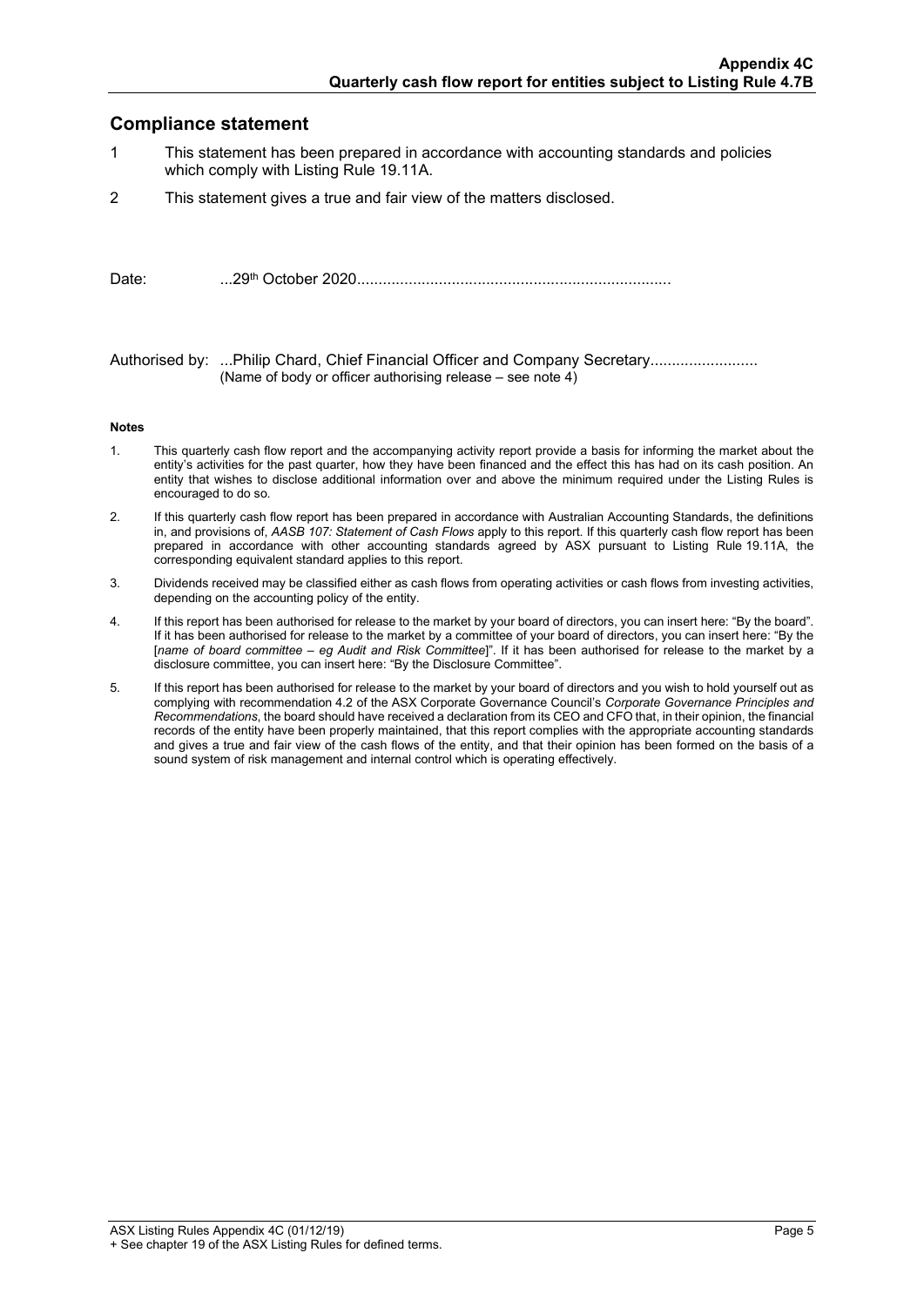## Compliance statement

1. This statement has been prepared in accordance with accounting standards and policies which comply with Listing Rule 19.11A.
2. This statement gives a true and fair view of the matters disclosed.

Date: ...29th October 2020........................................................................

Authorised by: ...Philip Chard, Chief Financial Officer and Company Secretary.........................
(Name of body or officer authorising release – see note 4)

#### Notes

1. This quarterly cash flow report and the accompanying activity report provide a basis for informing the market about the entity's activities for the past quarter, how they have been financed and the effect this has had on its cash position. An entity that wishes to disclose additional information over and above the minimum required under the Listing Rules is encouraged to do so.
2. If this quarterly cash flow report has been prepared in accordance with Australian Accounting Standards, the definitions in, and provisions of, *AASB 107: Statement of Cash Flows* apply to this report. If this quarterly cash flow report has been prepared in accordance with other accounting standards agreed by ASX pursuant to Listing Rule 19.11A, the corresponding equivalent standard applies to this report.
3. Dividends received may be classified either as cash flows from operating activities or cash flows from investing activities, depending on the accounting policy of the entity.
4. If this report has been authorised for release to the market by your board of directors, you can insert here: "By the board". If it has been authorised for release to the market by a committee of your board of directors, you can insert here: "By the [*name of board committee – eg Audit and Risk Committee*]". If it has been authorised for release to the market by a disclosure committee, you can insert here: "By the Disclosure Committee".
5. If this report has been authorised for release to the market by your board of directors and you wish to hold yourself out as complying with recommendation 4.2 of the ASX Corporate Governance Council's *Corporate Governance Principles and Recommendations*, the board should have received a declaration from its CEO and CFO that, in their opinion, the financial records of the entity have been properly maintained, that this report complies with the appropriate accounting standards and gives a true and fair view of the cash flows of the entity, and that their opinion has been formed on the basis of a sound system of risk management and internal control which is operating effectively.